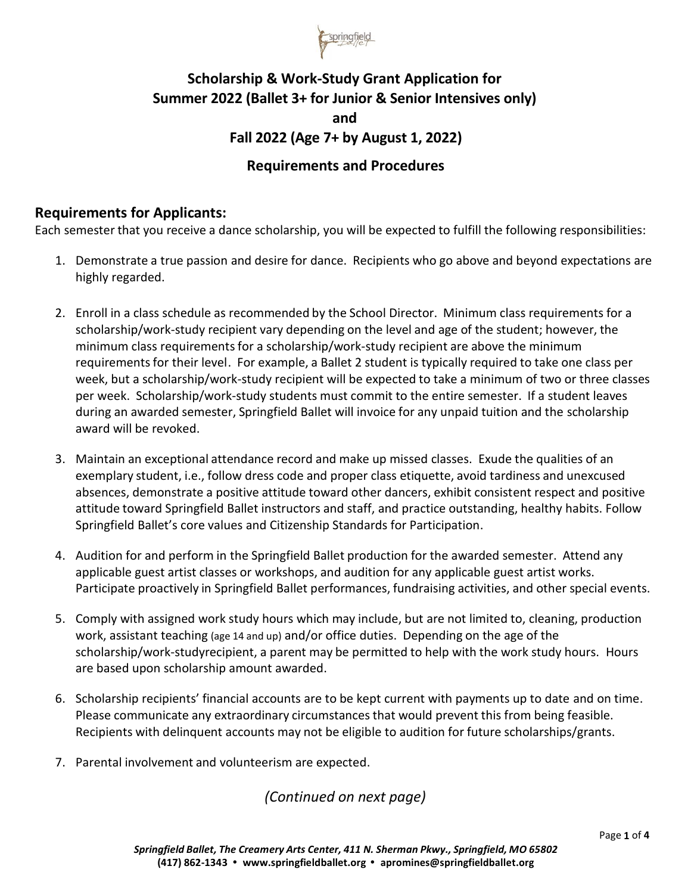# Scholarship & Work-Study Grant Application for Summer 2022 (Ballet 3+ for Junior & Senior Intensives only) and Fall 2022 (Age 7+ by August 1, 2022)

## Requirements and Procedures

### Requirements for Applicants:

Each semester that you receive a dance scholarship, you will be expected to fulfill the following responsibilities:

1. Demonstrate a true passion and desire for dance. Recipients who go above and beyond expectations are highly regarded.

2. Enroll in a class schedule as recommended by the School Director. Minimum class requirements for a scholarship/work-study recipient vary depending on the level and age of the student; however, the minimum class requirements for a scholarship/work-study recipient are above the minimum requirements for their level. For example, a Ballet 2 student is typically required to take one class per week, but a scholarship/work-study recipient will be expected to take a minimum of two or three classes per week. Scholarship/work-study students must commit to the entire semester. If a student leaves during an awarded semester, Springfield Ballet will invoice for any unpaid tuition and the scholarship award will be revoked.

3. Maintain an exceptional attendance record and make up missed classes. Exude the qualities of an exemplary student, i.e., follow dress code and proper class etiquette, avoid tardiness and unexcused absences, demonstrate a positive attitude toward other dancers, exhibit consistent respect and positive attitude toward Springfield Ballet instructors and staff, and practice outstanding, healthy habits. Follow Springfield Ballet's core values and Citizenship Standards for Participation.

4. Audition for and perform in the Springfield Ballet production for the awarded semester. Attend any applicable guest artist classes or workshops, and audition for any applicable guest artist works. Participate proactively in Springfield Ballet performances, fundraising activities, and other special events.

5. Comply with assigned work study hours which may include, but are not limited to, cleaning, production work, assistant teaching (age 14 and up) and/or office duties. Depending on the age of the scholarship/work-studyrecipient, a parent may be permitted to help with the work study hours. Hours are based upon scholarship amount awarded.

6. Scholarship recipients' financial accounts are to be kept current with payments up to date and on time. Please communicate any extraordinary circumstances that would prevent this from being feasible. Recipients with delinquent accounts may not be eligible to audition for future scholarships/grants.

7. Parental involvement and volunteerism are expected.

*(Continued on next page)*

***Springfield Ballet, The Creamery Arts Center, 411 N. Sherman Pkwy., Springfield, MO 65802***
**(417) 862-1343 • www.springfieldballet.org • apromines@springfieldballet.org**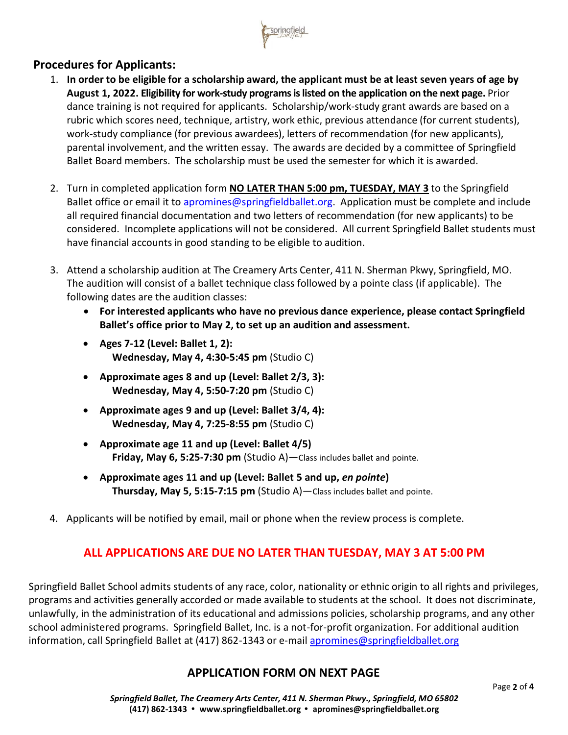## Procedures for Applicants:

1. **In order to be eligible for a scholarship award, the applicant must be at least seven years of age by August 1, 2022. Eligibility for work-study programs is listed on the application on the next page.** Prior dance training is not required for applicants. Scholarship/work-study grant awards are based on a rubric which scores need, technique, artistry, work ethic, previous attendance (for current students), work-study compliance (for previous awardees), letters of recommendation (for new applicants), parental involvement, and the written essay. The awards are decided by a committee of Springfield Ballet Board members. The scholarship must be used the semester for which it is awarded.

2. Turn in completed application form **NO LATER THAN 5:00 pm, TUESDAY, MAY 3** to the Springfield Ballet office or email it to apromines@springfieldballet.org. Application must be complete and include all required financial documentation and two letters of recommendation (for new applicants) to be considered. Incomplete applications will not be considered. All current Springfield Ballet students must have financial accounts in good standing to be eligible to audition.

3. Attend a scholarship audition at The Creamery Arts Center, 411 N. Sherman Pkwy, Springfield, MO. The audition will consist of a ballet technique class followed by a pointe class (if applicable). The following dates are the audition classes:
   - **For interested applicants who have no previous dance experience, please contact Springfield Ballet's office prior to May 2, to set up an audition and assessment.**
   - **Ages 7-12 (Level: Ballet 1, 2):**
     **Wednesday, May 4, 4:30-5:45 pm** (Studio C)
   - **Approximate ages 8 and up (Level: Ballet 2/3, 3):**
     **Wednesday, May 4, 5:50-7:20 pm** (Studio C)
   - **Approximate ages 9 and up (Level: Ballet 3/4, 4):**
     **Wednesday, May 4, 7:25-8:55 pm** (Studio C)
   - **Approximate age 11 and up (Level: Ballet 4/5)**
     **Friday, May 6, 5:25-7:30 pm** (Studio A)—Class includes ballet and pointe.
   - **Approximate ages 11 and up (Level: Ballet 5 and up, *en pointe*)**
     **Thursday, May 5, 5:15-7:15 pm** (Studio A)—Class includes ballet and pointe.

4. Applicants will be notified by email, mail or phone when the review process is complete.

**ALL APPLICATIONS ARE DUE NO LATER THAN TUESDAY, MAY 3 AT 5:00 PM**

Springfield Ballet School admits students of any race, color, nationality or ethnic origin to all rights and privileges, programs and activities generally accorded or made available to students at the school. It does not discriminate, unlawfully, in the administration of its educational and admissions policies, scholarship programs, and any other school administered programs. Springfield Ballet, Inc. is a not-for-profit organization. For additional audition information, call Springfield Ballet at (417) 862-1343 or e-mail apromines@springfieldballet.org

### APPLICATION FORM ON NEXT PAGE

*Springfield Ballet, The Creamery Arts Center, 411 N. Sherman Pkwy., Springfield, MO 65802*
**(417) 862-1343 • www.springfieldballet.org • apromines@springfieldballet.org**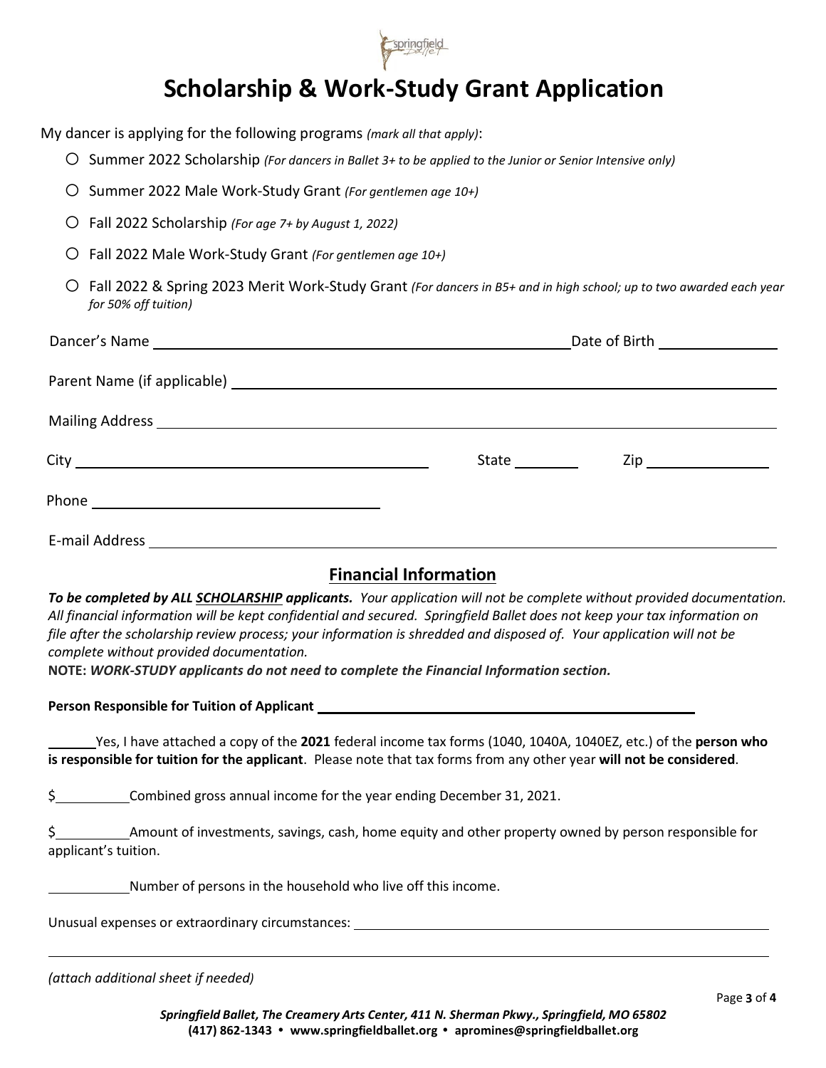# Scholarship & Work-Study Grant Application

My dancer is applying for the following programs *(mark all that apply)*:

- ○ Summer 2022 Scholarship *(For dancers in Ballet 3+ to be applied to the Junior or Senior Intensive only)*
- ○ Summer 2022 Male Work-Study Grant *(For gentlemen age 10+)*
- ○ Fall 2022 Scholarship *(For age 7+ by August 1, 2022)*
- ○ Fall 2022 Male Work-Study Grant *(For gentlemen age 10+)*
- ○ Fall 2022 & Spring 2023 Merit Work-Study Grant *(For dancers in B5+ and in high school; up to two awarded each year for 50% off tuition)*

Dancer's Name ______________________________ Date of Birth ______________

Parent Name (if applicable) ______________________________

Mailing Address ______________________________

City ______________________ State ________ Zip ______________

Phone ______________________

E-mail Address ______________________________

## Financial Information

***To be completed by ALL SCHOLARSHIP applicants.** Your application will not be complete without provided documentation. All financial information will be kept confidential and secured. Springfield Ballet does not keep your tax information on file after the scholarship review process; your information is shredded and disposed of. Your application will not be complete without provided documentation.*

**NOTE:** ***WORK-STUDY applicants do not need to complete the Financial Information section.***

**Person Responsible for Tuition of Applicant** ______________________________

______ Yes, I have attached a copy of the **2021** federal income tax forms (1040, 1040A, 1040EZ, etc.) of the **person who is responsible for tuition for the applicant**. Please note that tax forms from any other year **will not be considered**.

$__________ Combined gross annual income for the year ending December 31, 2021.

$__________ Amount of investments, savings, cash, home equity and other property owned by person responsible for applicant's tuition.

__________ Number of persons in the household who live off this income.

Unusual expenses or extraordinary circumstances: ______________________________

______________________________

*(attach additional sheet if needed)*

***Springfield Ballet, The Creamery Arts Center, 411 N. Sherman Pkwy., Springfield, MO 65802***
**(417) 862-1343 • www.springfieldballet.org • apromines@springfieldballet.org**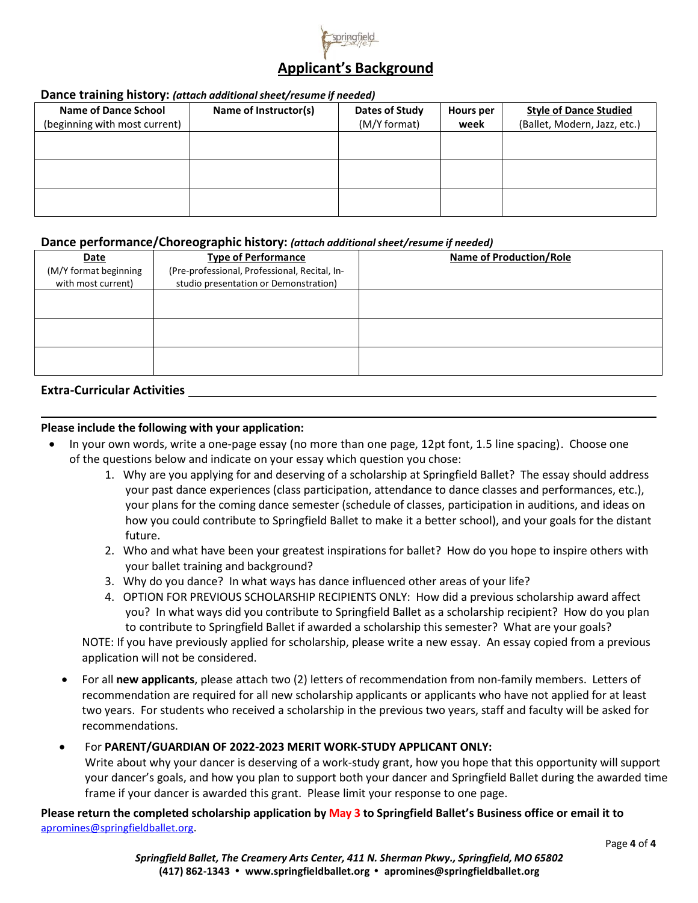## Applicant's Background

**Dance training history:** ***(attach additional sheet/resume if needed)***

| Name of Dance School (beginning with most current) | Name of Instructor(s) | Dates of Study (M/Y format) | Hours per week | Style of Dance Studied (Ballet, Modern, Jazz, etc.) |
|---|---|---|---|---|
| | | | | |
| | | | | |
| | | | | |

**Dance performance/Choreographic history:** ***(attach additional sheet/resume if needed)***

| Date (M/Y format beginning with most current) | Type of Performance (Pre-professional, Professional, Recital, In-studio presentation or Demonstration) | Name of Production/Role |
|---|---|---|
| | | |
| | | |
| | | |

**Extra-Curricular Activities** ______________________________________________

**Please include the following with your application:**

- In your own words, write a one-page essay (no more than one page, 12pt font, 1.5 line spacing). Choose one of the questions below and indicate on your essay which question you chose:
  1. Why are you applying for and deserving of a scholarship at Springfield Ballet? The essay should address your past dance experiences (class participation, attendance to dance classes and performances, etc.), your plans for the coming dance semester (schedule of classes, participation in auditions, and ideas on how you could contribute to Springfield Ballet to make it a better school), and your goals for the distant future.
  2. Who and what have been your greatest inspirations for ballet? How do you hope to inspire others with your ballet training and background?
  3. Why do you dance? In what ways has dance influenced other areas of your life?
  4. OPTION FOR PREVIOUS SCHOLARSHIP RECIPIENTS ONLY: How did a previous scholarship award affect you? In what ways did you contribute to Springfield Ballet as a scholarship recipient? How do you plan to contribute to Springfield Ballet if awarded a scholarship this semester? What are your goals?

  NOTE: If you have previously applied for scholarship, please write a new essay. An essay copied from a previous application will not be considered.

- For all **new applicants**, please attach two (2) letters of recommendation from non-family members. Letters of recommendation are required for all new scholarship applicants or applicants who have not applied for at least two years. For students who received a scholarship in the previous two years, staff and faculty will be asked for recommendations.

- For **PARENT/GUARDIAN OF 2022-2023 MERIT WORK-STUDY APPLICANT ONLY:**
  Write about why your dancer is deserving of a work-study grant, how you hope that this opportunity will support your dancer's goals, and how you plan to support both your dancer and Springfield Ballet during the awarded time frame if your dancer is awarded this grant. Please limit your response to one page.

**Please return the completed scholarship application by May 3 to Springfield Ballet's Business office or email it to** apromines@springfieldballet.org.

*Springfield Ballet, The Creamery Arts Center, 411 N. Sherman Pkwy., Springfield, MO 65802*
**(417) 862-1343 • www.springfieldballet.org • apromines@springfieldballet.org**